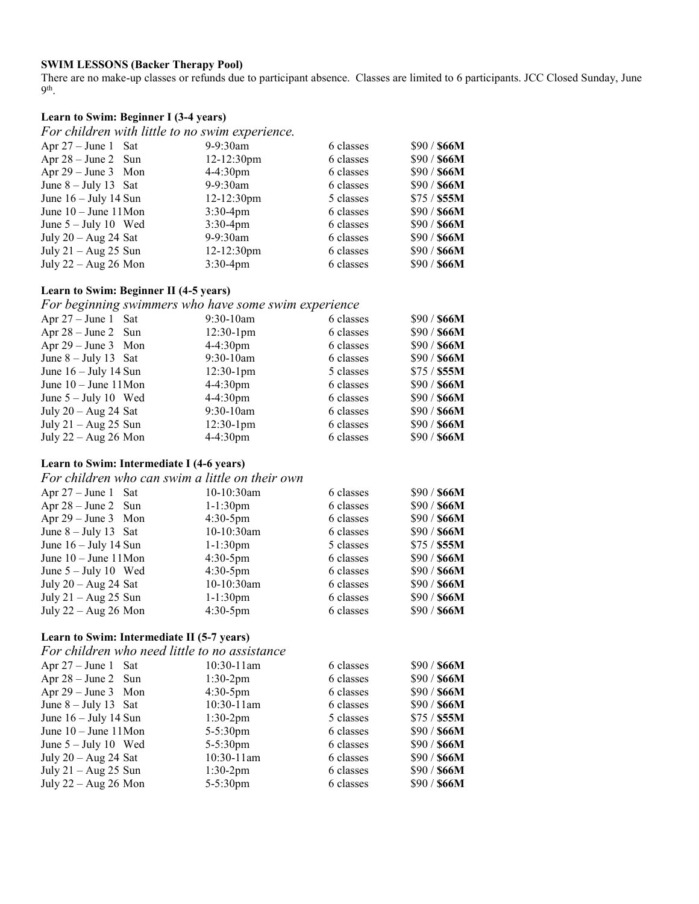**SWIM LESSONS (Backer Therapy Pool)**

There are no make-up classes or refunds due to participant absence. Classes are limited to 6 participants. JCC Closed Sunday, June 9th.

**Learn to Swim: Beginner I (3-4 years)**

*For children with little to no swim experience.*

| Dates | Time | Classes | Price |
|---|---|---|---|
| Apr 27 – June 1 Sat | 9-9:30am | 6 classes | $90 / **$66M** |
| Apr 28 – June 2 Sun | 12-12:30pm | 6 classes | $90 / **$66M** |
| Apr 29 – June 3 Mon | 4-4:30pm | 6 classes | $90 / **$66M** |
| June 8 – July 13 Sat | 9-9:30am | 6 classes | $90 / **$66M** |
| June 16 – July 14 Sun | 12-12:30pm | 5 classes | $75 / **$55M** |
| June 10 – June 11 Mon | 3:30-4pm | 6 classes | $90 / **$66M** |
| June 5 – July 10 Wed | 3:30-4pm | 6 classes | $90 / **$66M** |
| July 20 – Aug 24 Sat | 9-9:30am | 6 classes | $90 / **$66M** |
| July 21 – Aug 25 Sun | 12-12:30pm | 6 classes | $90 / **$66M** |
| July 22 – Aug 26 Mon | 3:30-4pm | 6 classes | $90 / **$66M** |

**Learn to Swim: Beginner II (4-5 years)**

*For beginning swimmers who have some swim experience*

| Dates | Time | Classes | Price |
|---|---|---|---|
| Apr 27 – June 1 Sat | 9:30-10am | 6 classes | $90 / **$66M** |
| Apr 28 – June 2 Sun | 12:30-1pm | 6 classes | $90 / **$66M** |
| Apr 29 – June 3 Mon | 4-4:30pm | 6 classes | $90 / **$66M** |
| June 8 – July 13 Sat | 9:30-10am | 6 classes | $90 / **$66M** |
| June 16 – July 14 Sun | 12:30-1pm | 5 classes | $75 / **$55M** |
| June 10 – June 11 Mon | 4-4:30pm | 6 classes | $90 / **$66M** |
| June 5 – July 10 Wed | 4-4:30pm | 6 classes | $90 / **$66M** |
| July 20 – Aug 24 Sat | 9:30-10am | 6 classes | $90 / **$66M** |
| July 21 – Aug 25 Sun | 12:30-1pm | 6 classes | $90 / **$66M** |
| July 22 – Aug 26 Mon | 4-4:30pm | 6 classes | $90 / **$66M** |

**Learn to Swim: Intermediate I (4-6 years)**

*For children who can swim a little on their own*

| Dates | Time | Classes | Price |
|---|---|---|---|
| Apr 27 – June 1 Sat | 10-10:30am | 6 classes | $90 / **$66M** |
| Apr 28 – June 2 Sun | 1-1:30pm | 6 classes | $90 / **$66M** |
| Apr 29 – June 3 Mon | 4:30-5pm | 6 classes | $90 / **$66M** |
| June 8 – July 13 Sat | 10-10:30am | 6 classes | $90 / **$66M** |
| June 16 – July 14 Sun | 1-1:30pm | 5 classes | $75 / **$55M** |
| June 10 – June 11 Mon | 4:30-5pm | 6 classes | $90 / **$66M** |
| June 5 – July 10 Wed | 4:30-5pm | 6 classes | $90 / **$66M** |
| July 20 – Aug 24 Sat | 10-10:30am | 6 classes | $90 / **$66M** |
| July 21 – Aug 25 Sun | 1-1:30pm | 6 classes | $90 / **$66M** |
| July 22 – Aug 26 Mon | 4:30-5pm | 6 classes | $90 / **$66M** |

**Learn to Swim: Intermediate II (5-7 years)**

*For children who need little to no assistance*

| Dates | Time | Classes | Price |
|---|---|---|---|
| Apr 27 – June 1 Sat | 10:30-11am | 6 classes | $90 / **$66M** |
| Apr 28 – June 2 Sun | 1:30-2pm | 6 classes | $90 / **$66M** |
| Apr 29 – June 3 Mon | 4:30-5pm | 6 classes | $90 / **$66M** |
| June 8 – July 13 Sat | 10:30-11am | 6 classes | $90 / **$66M** |
| June 16 – July 14 Sun | 1:30-2pm | 5 classes | $75 / **$55M** |
| June 10 – June 11 Mon | 5-5:30pm | 6 classes | $90 / **$66M** |
| June 5 – July 10 Wed | 5-5:30pm | 6 classes | $90 / **$66M** |
| July 20 – Aug 24 Sat | 10:30-11am | 6 classes | $90 / **$66M** |
| July 21 – Aug 25 Sun | 1:30-2pm | 6 classes | $90 / **$66M** |
| July 22 – Aug 26 Mon | 5-5:30pm | 6 classes | $90 / **$66M** |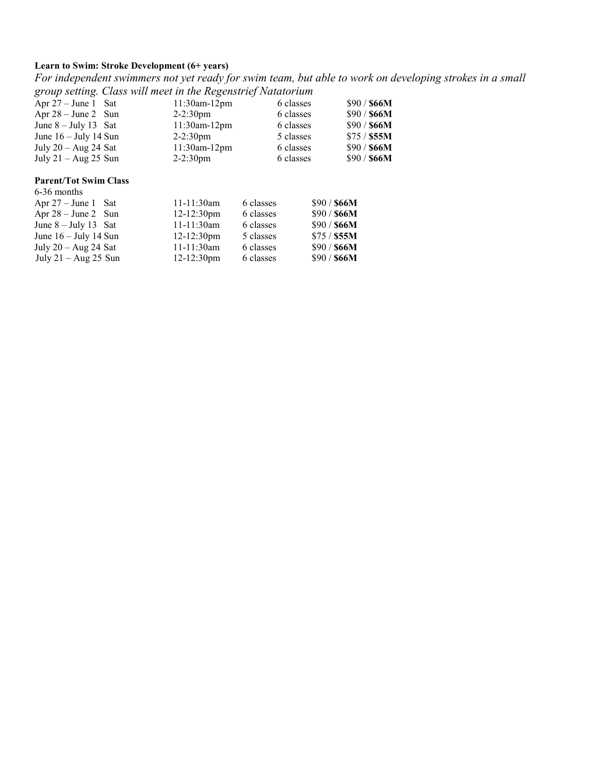**Learn to Swim: Stroke Development (6+ years)**

*For independent swimmers not yet ready for swim team, but able to work on developing strokes in a small group setting. Class will meet in the Regenstrief Natatorium*

| | | | |
|---|---|---|---|
| Apr 27 – June 1 Sat | 11:30am-12pm | 6 classes | $90 / **$66M** |
| Apr 28 – June 2 Sun | 2-2:30pm | 6 classes | $90 / **$66M** |
| June 8 – July 13 Sat | 11:30am-12pm | 6 classes | $90 / **$66M** |
| June 16 – July 14 Sun | 2-2:30pm | 5 classes | $75 / **$55M** |
| July 20 – Aug 24 Sat | 11:30am-12pm | 6 classes | $90 / **$66M** |
| July 21 – Aug 25 Sun | 2-2:30pm | 6 classes | $90 / **$66M** |

**Parent/Tot Swim Class**

6-36 months

| | | | |
|---|---|---|---|
| Apr 27 – June 1 Sat | 11-11:30am | 6 classes | $90 / **$66M** |
| Apr 28 – June 2 Sun | 12-12:30pm | 6 classes | $90 / **$66M** |
| June 8 – July 13 Sat | 11-11:30am | 6 classes | $90 / **$66M** |
| June 16 – July 14 Sun | 12-12:30pm | 5 classes | $75 / **$55M** |
| July 20 – Aug 24 Sat | 11-11:30am | 6 classes | $90 / **$66M** |
| July 21 – Aug 25 Sun | 12-12:30pm | 6 classes | $90 / **$66M** |